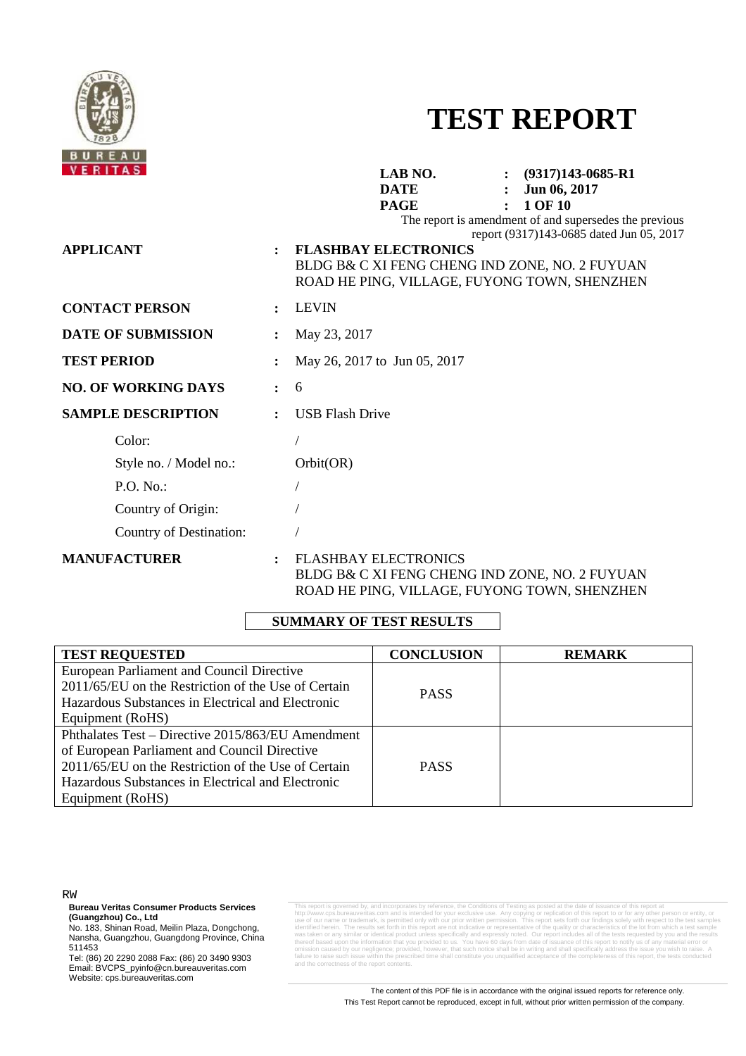# TEST REPORT

**LAB NO.** : **(9317)143-0685-R1**
**DATE** : **Jun 06, 2017**

The report is amendment of and supersedes the previous report (9317)143-0685 dated Jun 05, 2017

**APPLICANT** : **FLASHBAY ELECTRONICS**
BLDG B& C XI FENG CHENG IND ZONE, NO. 2 FUYUAN ROAD HE PING, VILLAGE, FUYONG TOWN, SHENZHEN

**CONTACT PERSON** : LEVIN

**DATE OF SUBMISSION** : May 23, 2017

**TEST PERIOD** : May 26, 2017 to Jun 05, 2017

**NO. OF WORKING DAYS** : 6

**SAMPLE DESCRIPTION** : USB Flash Drive

Color: /

Style no. / Model no.: Orbit(OR)

P.O. No.: /

Country of Origin: /

Country of Destination: /

**MANUFACTURER** : FLASHBAY ELECTRONICS
BLDG B& C XI FENG CHENG IND ZONE, NO. 2 FUYUAN ROAD HE PING, VILLAGE, FUYONG TOWN, SHENZHEN

## SUMMARY OF TEST RESULTS

| TEST REQUESTED | CONCLUSION | REMARK |
|---|---|---|
| European Parliament and Council Directive 2011/65/EU on the Restriction of the Use of Certain Hazardous Substances in Electrical and Electronic Equipment (RoHS) | PASS | |
| Phthalates Test – Directive 2015/863/EU Amendment of European Parliament and Council Directive 2011/65/EU on the Restriction of the Use of Certain Hazardous Substances in Electrical and Electronic Equipment (RoHS) | PASS | |

RW

**Bureau Veritas Consumer Products Services (Guangzhou) Co., Ltd**
No. 183, Shinan Road, Meilin Plaza, Dongchong, Nansha, Guangzhou, Guangdong Province, China 511453
Tel: (86) 20 2290 2088 Fax: (86) 20 3490 9303
Email: BVCPS_pyinfo@cn.bureauveritas.com
Website: cps.bureauveritas.com

This report is governed by, and incorporates by reference, the Conditions of Testing as posted at the date of issuance of this report at http://www.cps.bureauveritas.com and is intended for your exclusive use. Any copying or replication of this report to or for any other person or entity, or use of our name or trademark, is permitted only with our prior written permission. This report sets forth our findings solely with respect to the test samples identified herein. The results set forth in this report are not indicative or representative of the quality or characteristics of the lot from which a test sample was taken or any similar or identical product unless specifically and expressly noted. Our report includes all of the tests requested by you and the results thereof based upon the information that you provided to us. You have 60 days from date of issuance of this report to notify us of any material error or omission caused by our negligence; provided, however, that such notice shall be in writing and shall specifically address the issue you wish to raise. A failure to raise such issue within the prescribed time shall constitute you unqualified acceptance of the completeness of this report, the tests conducted and the correctness of the report contents.

The content of this PDF file is in accordance with the original issued reports for reference only.
This Test Report cannot be reproduced, except in full, without prior written permission of the company.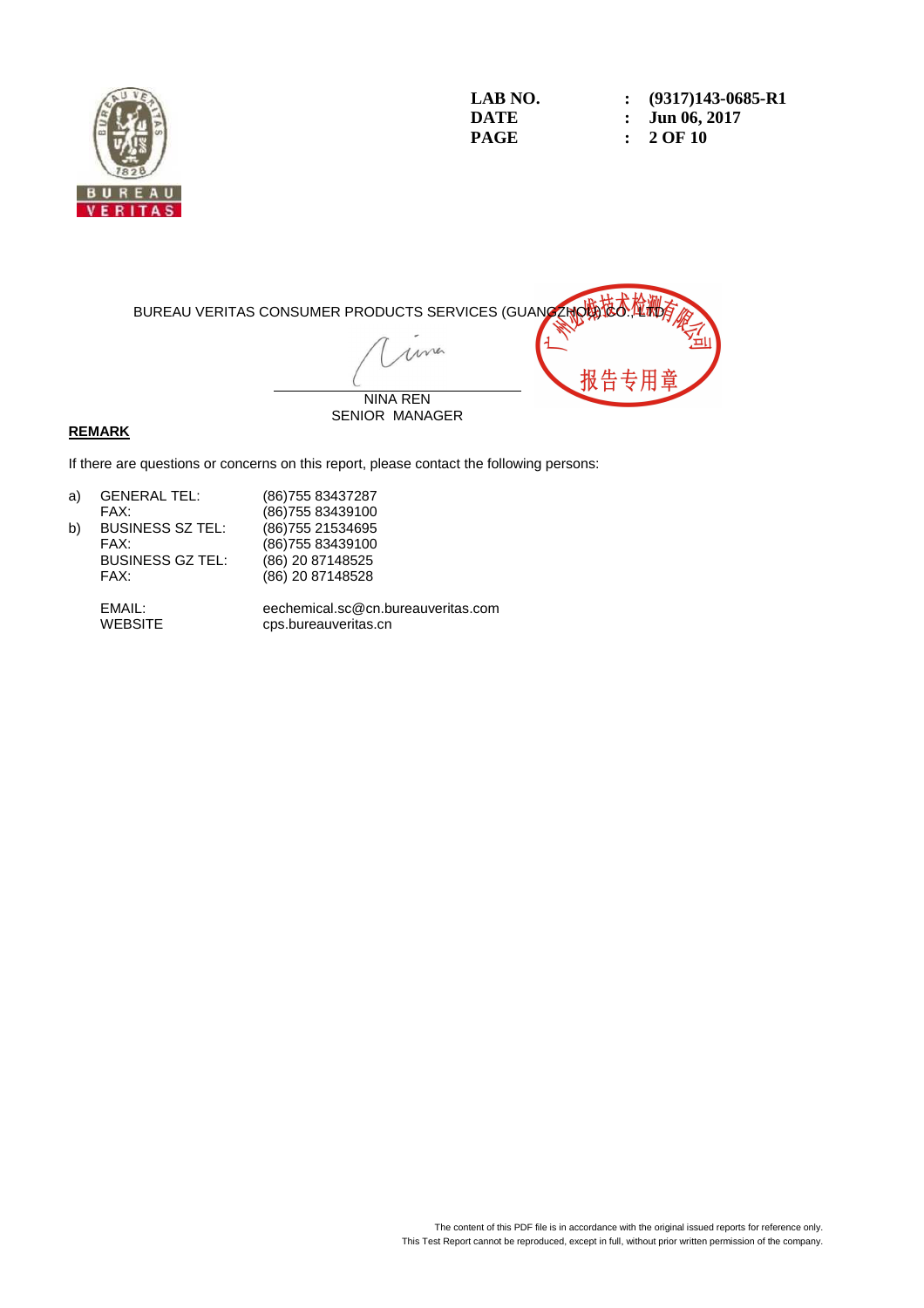LAB NO. : (9317)143-0685-R1
DATE : Jun 06, 2017

BUREAU VERITAS CONSUMER PRODUCTS SERVICES (GUANGZHOU) CO., LTD

NINA REN
SENIOR MANAGER

**REMARK**

If there are questions or concerns on this report, please contact the following persons:

| | | |
|---|---|---|
| a) | GENERAL TEL: | (86)755 83437287 |
| | FAX: | (86)755 83439100 |
| b) | BUSINESS SZ TEL: | (86)755 21534695 |
| | FAX: | (86)755 83439100 |
| | BUSINESS GZ TEL: | (86) 20 87148525 |
| | FAX: | (86) 20 87148528 |
| | EMAIL: | eechemical.sc@cn.bureauveritas.com |
| | WEBSITE | cps.bureauveritas.cn |

The content of this PDF file is in accordance with the original issued reports for reference only.
This Test Report cannot be reproduced, except in full, without prior written permission of the company.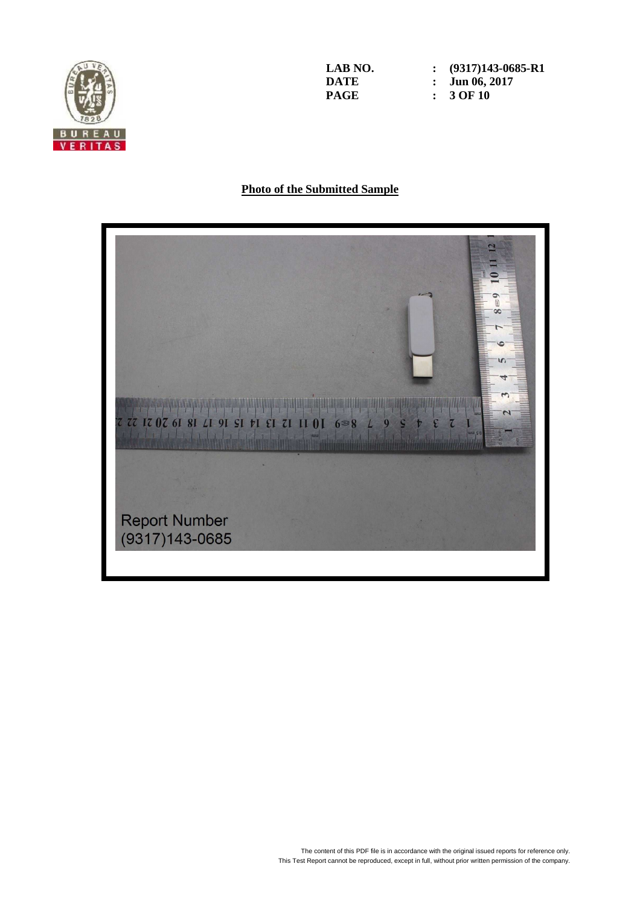LAB NO. : (9317)143-0685-R1
DATE : Jun 06, 2017

## Photo of the Submitted Sample

Report Number
(9317)143-0685

The content of this PDF file is in accordance with the original issued reports for reference only.
This Test Report cannot be reproduced, except in full, without prior written permission of the company.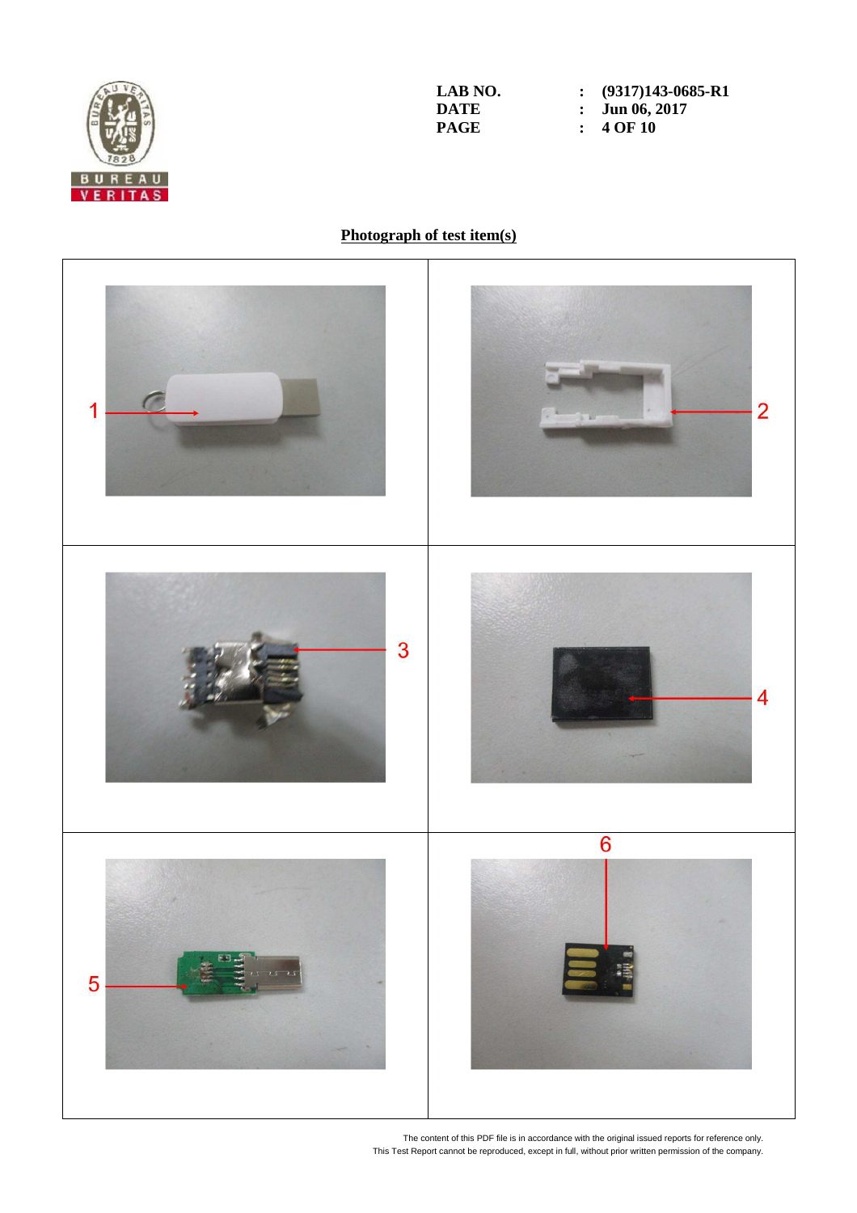| | | |
|---|---|---|
| LAB NO. | : | (9317)143-0685-R1 |
| DATE | : | Jun 06, 2017 |

## Photograph of test item(s)

| | |
|---|---|
| 1 | 2 |
| 3 | 4 |
| 5 | 6 |

The content of this PDF file is in accordance with the original issued reports for reference only.
This Test Report cannot be reproduced, except in full, without prior written permission of the company.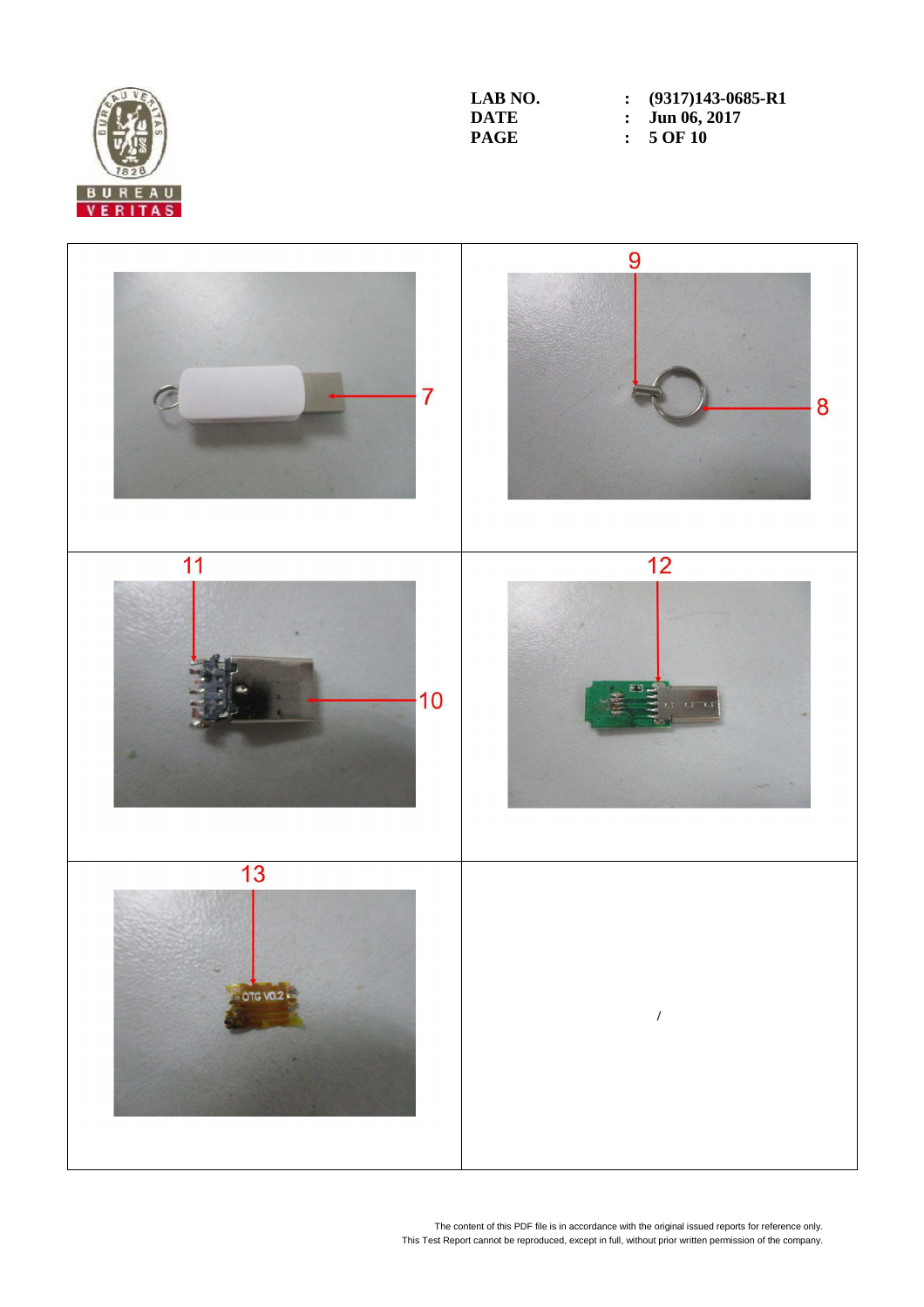| | |
|---|---|
| 7 | 9 8 |
| 11 10 | 12 |
| 13 OTG V0.2 | / |

The content of this PDF file is in accordance with the original issued reports for reference only.
This Test Report cannot be reproduced, except in full, without prior written permission of the company.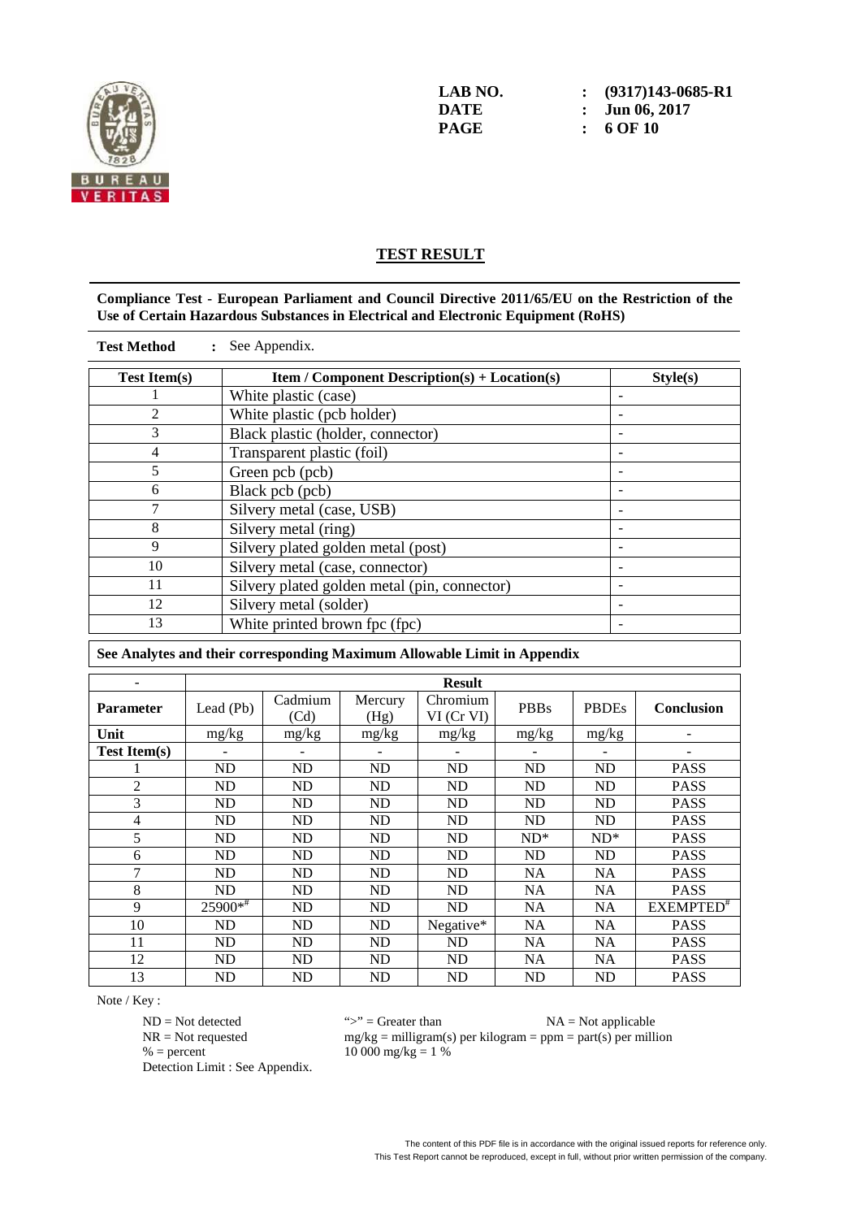LAB NO. : (9317)143-0685-R1
DATE : Jun 06, 2017

## TEST RESULT

**Compliance Test - European Parliament and Council Directive 2011/65/EU on the Restriction of the Use of Certain Hazardous Substances in Electrical and Electronic Equipment (RoHS)**

**Test Method** : See Appendix.

| Test Item(s) | Item / Component Description(s) + Location(s) | Style(s) |
|---|---|---|
| 1 | White plastic (case) | - |
| 2 | White plastic (pcb holder) | - |
| 3 | Black plastic (holder, connector) | - |
| 4 | Transparent plastic (foil) | - |
| 5 | Green pcb (pcb) | - |
| 6 | Black pcb (pcb) | - |
| 7 | Silvery metal (case, USB) | - |
| 8 | Silvery metal (ring) | - |
| 9 | Silvery plated golden metal (post) | - |
| 10 | Silvery metal (case, connector) | - |
| 11 | Silvery plated golden metal (pin, connector) | - |
| 12 | Silvery metal (solder) | - |
| 13 | White printed brown fpc (fpc) | - |

**See Analytes and their corresponding Maximum Allowable Limit in Appendix**

| - | Result | | | | | | |
|---|---|---|---|---|---|---|---|
| **Parameter** | Lead (Pb) | Cadmium (Cd) | Mercury (Hg) | Chromium VI (Cr VI) | PBBs | PBDEs | **Conclusion** |
| **Unit** | mg/kg | mg/kg | mg/kg | mg/kg | mg/kg | mg/kg | - |
| **Test Item(s)** | - | - | - | - | - | - | - |
| 1 | ND | ND | ND | ND | ND | ND | PASS |
| 2 | ND | ND | ND | ND | ND | ND | PASS |
| 3 | ND | ND | ND | ND | ND | ND | PASS |
| 4 | ND | ND | ND | ND | ND | ND | PASS |
| 5 | ND | ND | ND | ND | ND* | ND* | PASS |
| 6 | ND | ND | ND | ND | ND | ND | PASS |
| 7 | ND | ND | ND | ND | NA | NA | PASS |
| 8 | ND | ND | ND | ND | NA | NA | PASS |
| 9 | 25900*# | ND | ND | ND | NA | NA | EXEMPTED# |
| 10 | ND | ND | ND | Negative* | NA | NA | PASS |
| 11 | ND | ND | ND | ND | NA | NA | PASS |
| 12 | ND | ND | ND | ND | NA | NA | PASS |
| 13 | ND | ND | ND | ND | ND | ND | PASS |

Note / Key :

ND = Not detected
NR = Not requested
% = percent
Detection Limit : See Appendix.

">" = Greater than
mg/kg = milligram(s) per kilogram = ppm = part(s) per million
10 000 mg/kg = 1 %

NA = Not applicable

The content of this PDF file is in accordance with the original issued reports for reference only.
This Test Report cannot be reproduced, except in full, without prior written permission of the company.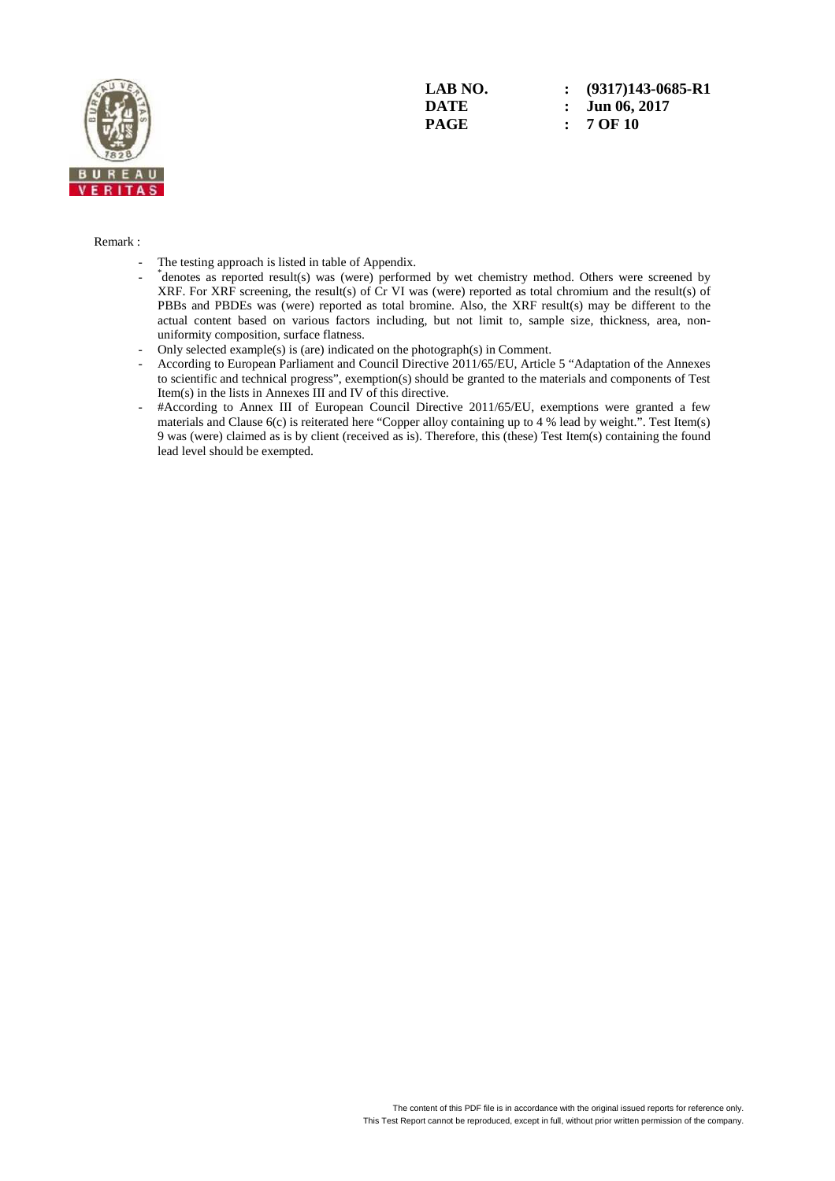Remark :

- The testing approach is listed in table of Appendix.
- *denotes as reported result(s) was (were) performed by wet chemistry method. Others were screened by XRF. For XRF screening, the result(s) of Cr VI was (were) reported as total chromium and the result(s) of PBBs and PBDEs was (were) reported as total bromine. Also, the XRF result(s) may be different to the actual content based on various factors including, but not limit to, sample size, thickness, area, non-uniformity composition, surface flatness.
- Only selected example(s) is (are) indicated on the photograph(s) in Comment.
- According to European Parliament and Council Directive 2011/65/EU, Article 5 "Adaptation of the Annexes to scientific and technical progress", exemption(s) should be granted to the materials and components of Test Item(s) in the lists in Annexes III and IV of this directive.
- #According to Annex III of European Council Directive 2011/65/EU, exemptions were granted a few materials and Clause 6(c) is reiterated here "Copper alloy containing up to 4 % lead by weight.". Test Item(s) 9 was (were) claimed as is by client (received as is). Therefore, this (these) Test Item(s) containing the found lead level should be exempted.

The content of this PDF file is in accordance with the original issued reports for reference only.
This Test Report cannot be reproduced, except in full, without prior written permission of the company.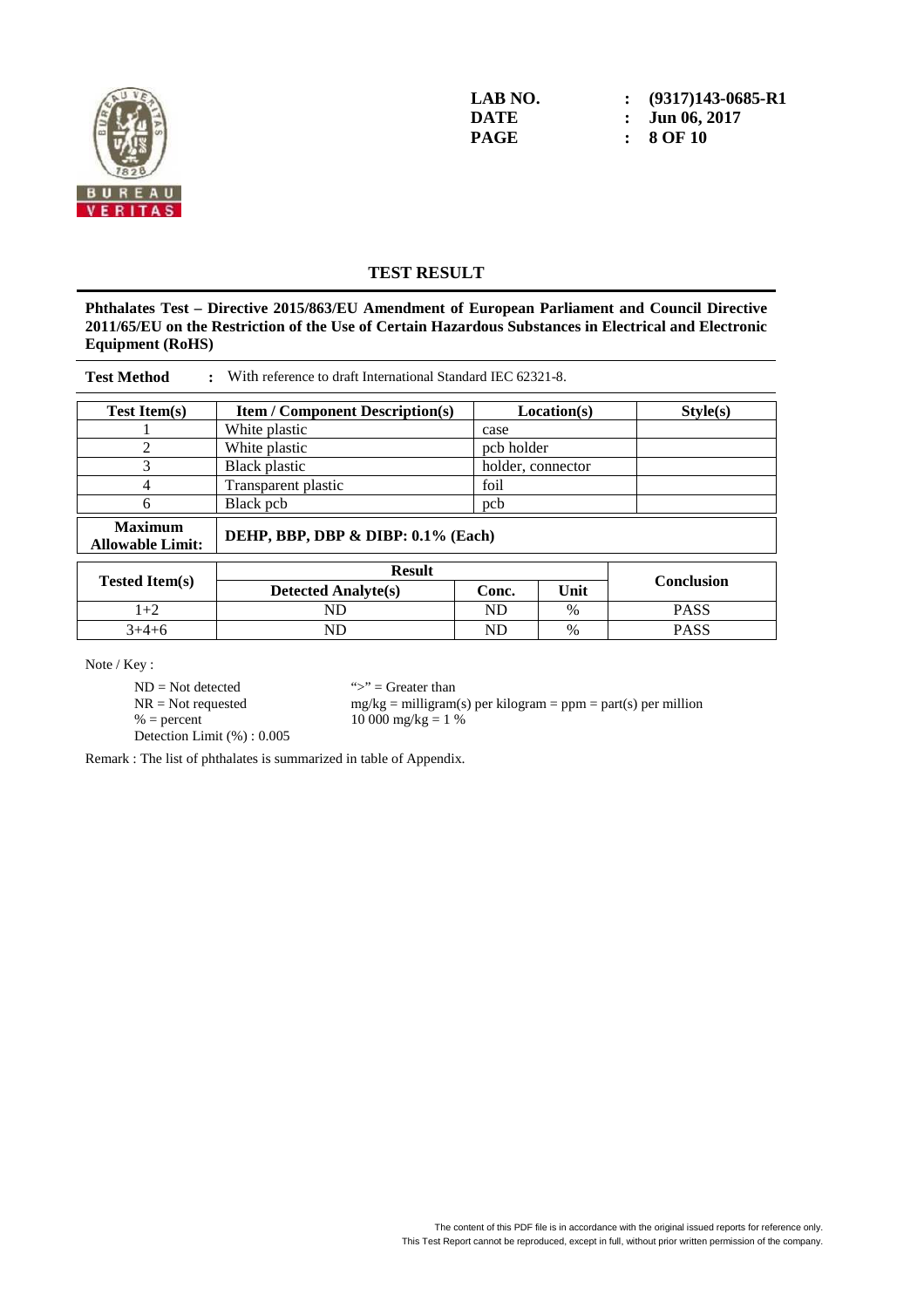LAB NO. : (9317)143-0685-R1
DATE : Jun 06, 2017

## TEST RESULT

**Phthalates Test – Directive 2015/863/EU Amendment of European Parliament and Council Directive 2011/65/EU on the Restriction of the Use of Certain Hazardous Substances in Electrical and Electronic Equipment (RoHS)**

**Test Method** : With reference to draft International Standard IEC 62321-8.

| Test Item(s) | Item / Component Description(s) | Location(s) | Style(s) |
|---|---|---|---|
| 1 | White plastic | case | |
| 2 | White plastic | pcb holder | |
| 3 | Black plastic | holder, connector | |
| 4 | Transparent plastic | foil | |
| 6 | Black pcb | pcb | |

| **Maximum Allowable Limit:** | **DEHP, BBP, DBP & DIBP: 0.1% (Each)** |
|---|---|

| Tested Item(s) | Result | | | Conclusion |
|---|---|---|---|---|
| | Detected Analyte(s) | Conc. | Unit | |
| 1+2 | ND | ND | % | PASS |
| 3+4+6 | ND | ND | % | PASS |

Note / Key :

ND = Not detected
NR = Not requested
% = percent
Detection Limit (%) : 0.005

">" = Greater than
mg/kg = milligram(s) per kilogram = ppm = part(s) per million
10 000 mg/kg = 1 %

Remark : The list of phthalates is summarized in table of Appendix.

The content of this PDF file is in accordance with the original issued reports for reference only.
This Test Report cannot be reproduced, except in full, without prior written permission of the company.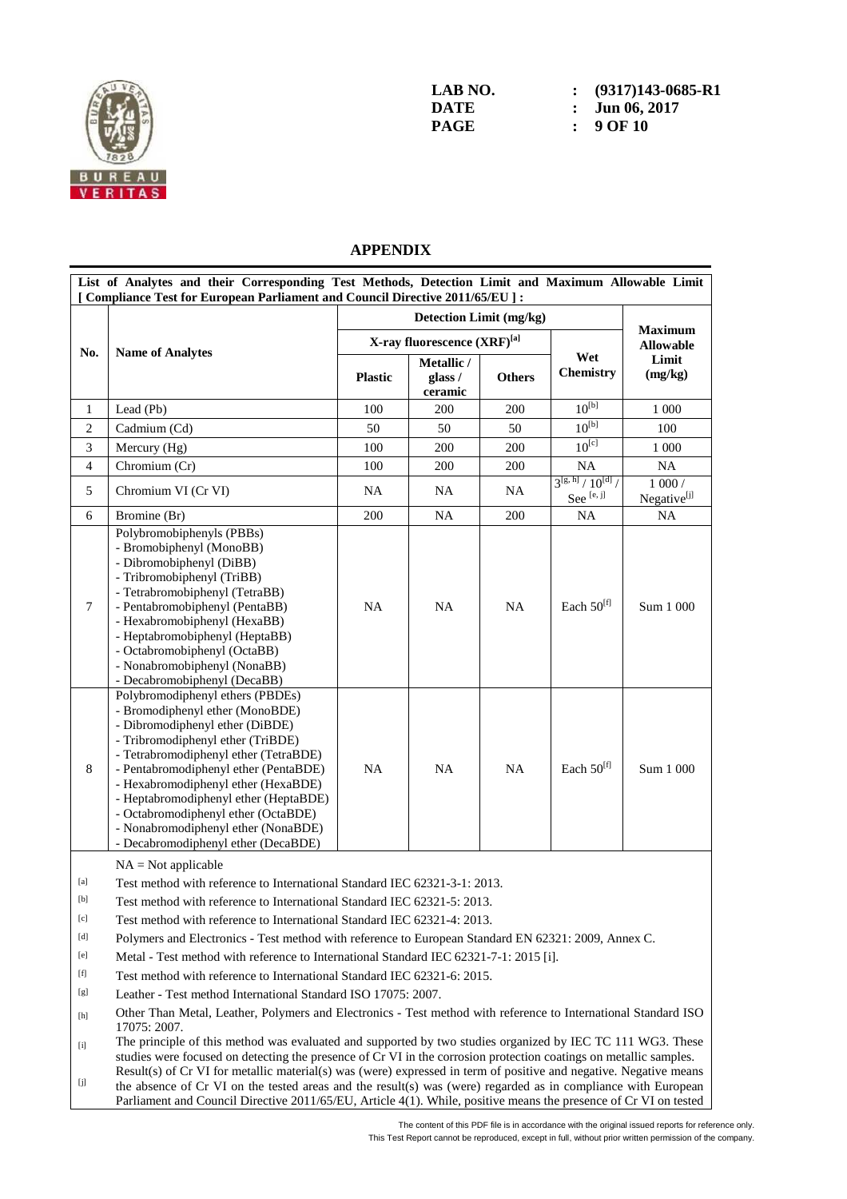LAB NO. : (9317)143-0685-R1
DATE : Jun 06, 2017

## APPENDIX

**List of Analytes and their Corresponding Test Methods, Detection Limit and Maximum Allowable Limit [ Compliance Test for European Parliament and Council Directive 2011/65/EU ] :**

| No. | Name of Analytes | Detection Limit (mg/kg) | | | | Maximum Allowable Limit (mg/kg) |
|---|---|---|---|---|---|---|
| | | X-ray fluorescence (XRF)[a] | | | Wet Chemistry | |
| | | Plastic | Metallic / glass / ceramic | Others | | |
| 1 | Lead (Pb) | 100 | 200 | 200 | 10[b] | 1 000 |
| 2 | Cadmium (Cd) | 50 | 50 | 50 | 10[b] | 100 |
| 3 | Mercury (Hg) | 100 | 200 | 200 | 10[c] | 1 000 |
| 4 | Chromium (Cr) | 100 | 200 | 200 | NA | NA |
| 5 | Chromium VI (Cr VI) | NA | NA | NA | 3[g, h] / 10[d] / See [e, j] | 1 000 / Negative[j] |
| 6 | Bromine (Br) | 200 | NA | 200 | NA | NA |
| 7 | Polybromobiphenyls (PBBs)<br>- Bromobiphenyl (MonoBB)<br>- Dibromobiphenyl (DiBB)<br>- Tribromobiphenyl (TriBB)<br>- Tetrabromobiphenyl (TetraBB)<br>- Pentabromobiphenyl (PentaBB)<br>- Hexabromobiphenyl (HexaBB)<br>- Heptabromobiphenyl (HeptaBB)<br>- Octabromobiphenyl (OctaBB)<br>- Nonabromobiphenyl (NonaBB)<br>- Decabromobiphenyl (DecaBB) | NA | NA | NA | Each 50[f] | Sum 1 000 |
| 8 | Polybromodiphenyl ethers (PBDEs)<br>- Bromodiphenyl ether (MonoBDE)<br>- Dibromodiphenyl ether (DiBDE)<br>- Tribromodiphenyl ether (TriBDE)<br>- Tetrabromodiphenyl ether (TetraBDE)<br>- Pentabromodiphenyl ether (PentaBDE)<br>- Hexabromodiphenyl ether (HexaBDE)<br>- Heptabromodiphenyl ether (HeptaBDE)<br>- Octabromodiphenyl ether (OctaBDE)<br>- Nonabromodiphenyl ether (NonaBDE)<br>- Decabromodiphenyl ether (DecaBDE) | NA | NA | NA | Each 50[f] | Sum 1 000 |

NA = Not applicable

[a] Test method with reference to International Standard IEC 62321-3-1: 2013.

[b] Test method with reference to International Standard IEC 62321-5: 2013.

[c] Test method with reference to International Standard IEC 62321-4: 2013.

[d] Polymers and Electronics - Test method with reference to European Standard EN 62321: 2009, Annex C.

[e] Metal - Test method with reference to International Standard IEC 62321-7-1: 2015 [i].

[f] Test method with reference to International Standard IEC 62321-6: 2015.

[g] Leather - Test method International Standard ISO 17075: 2007.

[h] Other Than Metal, Leather, Polymers and Electronics - Test method with reference to International Standard ISO 17075: 2007.

[i] The principle of this method was evaluated and supported by two studies organized by IEC TC 111 WG3. These studies were focused on detecting the presence of Cr VI in the corrosion protection coatings on metallic samples.

[j] Result(s) of Cr VI for metallic material(s) was (were) expressed in term of positive and negative. Negative means the absence of Cr VI on the tested areas and the result(s) was (were) regarded as in compliance with European Parliament and Council Directive 2011/65/EU, Article 4(1). While, positive means the presence of Cr VI on tested

The content of this PDF file is in accordance with the original issued reports for reference only.
This Test Report cannot be reproduced, except in full, without prior written permission of the company.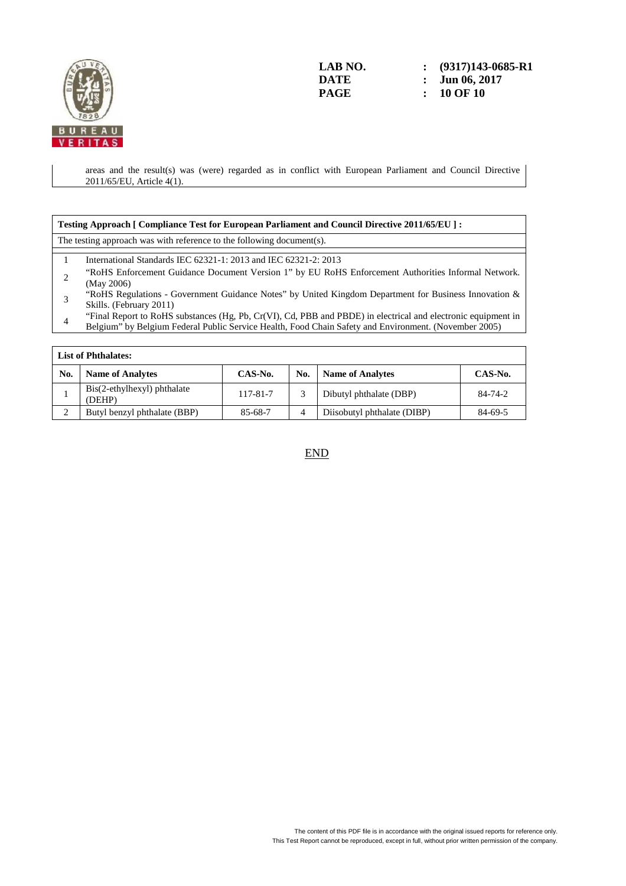areas and the result(s) was (were) regarded as in conflict with European Parliament and Council Directive 2011/65/EU, Article 4(1).

**Testing Approach [ Compliance Test for European Parliament and Council Directive 2011/65/EU ] :**

The testing approach was with reference to the following document(s).

| | |
|---|---|
| 1 | International Standards IEC 62321-1: 2013 and IEC 62321-2: 2013 |
| 2 | "RoHS Enforcement Guidance Document Version 1" by EU RoHS Enforcement Authorities Informal Network. (May 2006) |
| 3 | "RoHS Regulations - Government Guidance Notes" by United Kingdom Department for Business Innovation & Skills. (February 2011) |
| 4 | "Final Report to RoHS substances (Hg, Pb, Cr(VI), Cd, PBB and PBDE) in electrical and electronic equipment in Belgium" by Belgium Federal Public Service Health, Food Chain Safety and Environment. (November 2005) |

**List of Phthalates:**

| No. | Name of Analytes | CAS-No. | No. | Name of Analytes | CAS-No. |
|---|---|---|---|---|---|
| 1 | Bis(2-ethylhexyl) phthalate (DEHP) | 117-81-7 | 3 | Dibutyl phthalate (DBP) | 84-74-2 |
| 2 | Butyl benzyl phthalate (BBP) | 85-68-7 | 4 | Diisobutyl phthalate (DIBP) | 84-69-5 |

END

The content of this PDF file is in accordance with the original issued reports for reference only.
This Test Report cannot be reproduced, except in full, without prior written permission of the company.